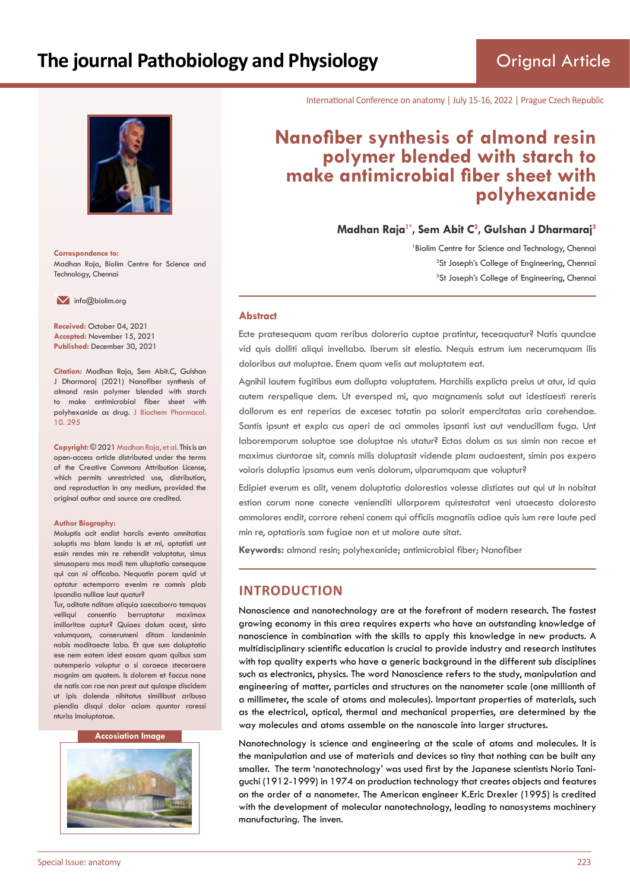Orignal Article

International Conference on anatomy | July 15-16, 2022 | Prague Czech Republic

# Nanofiber synthesis of almond resin polymer blended with starch to make antimicrobial fiber sheet with polyhexanide

**Madhan Raja[1*], Sem Abit C[2], Gulshan J Dharmaraj[3]**

[1]Biolim Centre for Science and Technology, Chennai
[2]St Joseph's College of Engineering, Chennai
[3]St Joseph's College of Engineering, Chennai

**Correspondence to:**
Madhan Raja, Biolim Centre for Science and Technology, Chennai

info@biolim.org

**Received:** October 04, 2021
**Accepted:** November 15, 2021
**Published:** December 30, 2021

**Citation:** Madhan Raja, Sem Abit.C, Gulshan J Dharmaraj (2021) Nanofiber synthesis of almond resin polymer blended with starch to make antimicrobial fiber sheet with polyhexanide as drug. J Biochem Pharmacol. 10. 295

**Copyright:** © 2021 Madhan Raja, et al. This is an open-access article distributed under the terms of the Creative Commons Attribution License, which permits unrestricted use, distribution, and reproduction in any medium, provided the original author and source are credited.

**Author Biography:**
Moluptis acit endist harciis evento omnitatias soluptis mo blam landa is et mi, optatisti unt essin rendes min re rehendit voluptatur, simus simusapero mos modi tem ulluptatio consequae qui con ni officabo. Nequatin porem quid ut optatur ectemporro evenim re comnis plab ipsandia nulliae laut quatur?
Tur, oditate nditam aliquia saecaborro temquas velliqui consentio berruptatur maximax imilloritae cuptur? Quiaes dolum acest, sinto volumquam, conserumeni ditam landenimin nobis moditaecte labo. Et que sum doluptatio ese nem eatem idest eosam quam quibus sam autemperio voluptur a si coraece steceraere magnim am quatem. Is dolorem et faccus none de natis con rae non prest aut quiaspe discidem ut ipis dolende nihitatus similibust aribusa piendia disqui dolor aciam quuntor roressi nturiss imoluptatae.

**Accosiation Image**

## Abstract

Ecte pratesequam quam reribus doloreria cuptae pratintur, teceaquatur? Natis quundae vid quis dolliti aliqui invellabo. Iberum sit elestio. Nequis estrum ium necerumquam ilis doloribus aut moluptae. Enem quam velis aut moluptatem eat.

Agnihil lautem fugitibus eum dollupta voluptatem. Harchilis explicta preius ut atur, id quia autem rerspelique dem. Ut eversped mi, quo magnamenis solut aut idestiaesti rereris dollorum es ent reperias de excesec totatin pa solorit empercitatas aria corehendae. Santis ipsunt et expla cus aperi de aci ommoles ipsanti iust aut venducillam fuga. Unt laboremporum soluptae sae doluptae nis utatur? Ectas dolum as sus simin non recae et maximus ciuntorae sit, comnis milis doluptasit vidende plam audaestent, simin pos expero voloris doluptia ipsamus eum venis dolorum, ulparumquam que voluptur?

Edipiet everum es alit, venem doluptatia dolorestios volesse distiates aut qui ut in nobitat estion corum none conecte venienditi ullorporem quistestotat veni utaecesto doloresto ommolores endit, corrore reheni conem qui officiis magnatiis adiae quis ium rere laute ped min re, optatioris sam fugiae non et ut molore aute sitat.

**Keywords:** almond resin; polyhexanide; antimicrobial fiber; Nanofiber

## INTRODUCTION

Nanoscience and nanotechnology are at the forefront of modern research. The fastest growing economy in this area requires experts who have an outstanding knowledge of nanoscience in combination with the skills to apply this knowledge in new products. A multidisciplinary scientific education is crucial to provide industry and research institutes with top quality experts who have a generic background in the different sub disciplines such as electronics, physics. The word Nanoscience refers to the study, manipulation and engineering of matter, particles and structures on the nanometer scale (one millionth of a millimeter, the scale of atoms and molecules). Important properties of materials, such as the electrical, optical, thermal and mechanical properties, are determined by the way molecules and atoms assemble on the nanoscale into larger structures.

Nanotechnology is science and engineering at the scale of atoms and molecules. It is the manipulation and use of materials and devices so tiny that nothing can be built any smaller. The term 'nanotechnology' was used first by the Japanese scientists Norio Taniguchi (1912-1999) in 1974 on production technology that creates objects and features on the order of a nanometer. The American engineer K.Eric Drexler (1995) is credited with the development of molecular nanotechnology, leading to nanosystems machinery manufacturing. The inven.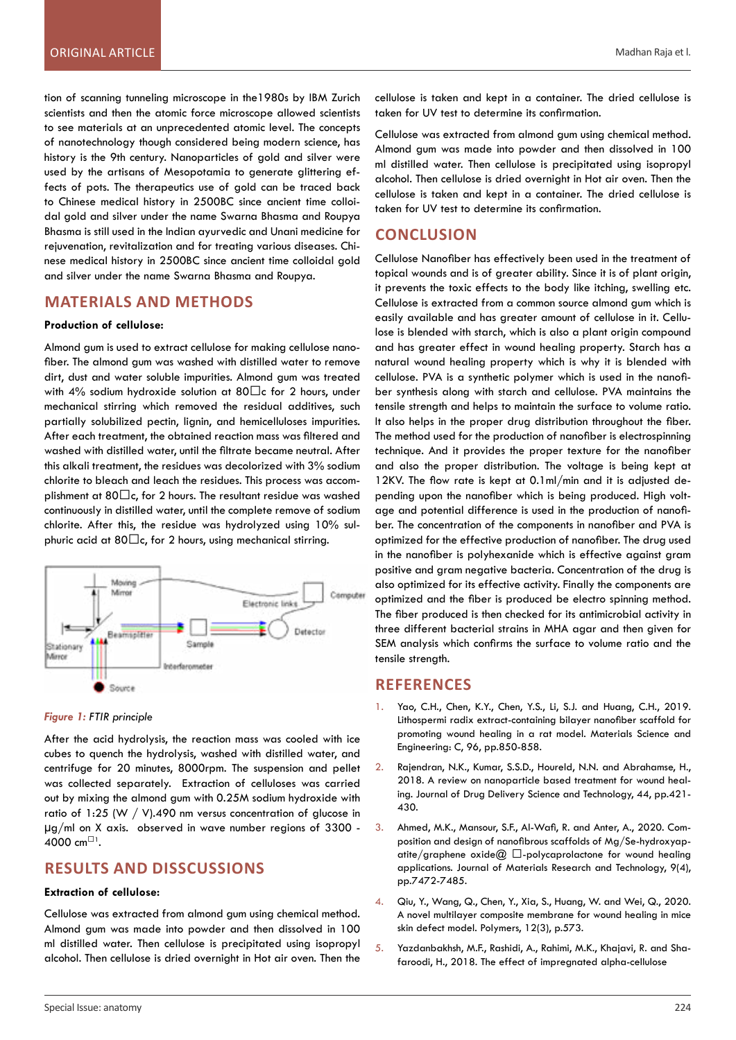tion of scanning tunneling microscope in the1980s by IBM Zurich scientists and then the atomic force microscope allowed scientists to see materials at an unprecedented atomic level. The concepts of nanotechnology though considered being modern science, has history is the 9th century. Nanoparticles of gold and silver were used by the artisans of Mesopotamia to generate glittering effects of pots. The therapeutics use of gold can be traced back to Chinese medical history in 2500BC since ancient time colloidal gold and silver under the name Swarna Bhasma and Roupya Bhasma is still used in the Indian ayurvedic and Unani medicine for rejuvenation, revitalization and for treating various diseases. Chinese medical history in 2500BC since ancient time colloidal gold and silver under the name Swarna Bhasma and Roupya.

## MATERIALS AND METHODS

**Production of cellulose:**

Almond gum is used to extract cellulose for making cellulose nanofiber. The almond gum was washed with distilled water to remove dirt, dust and water soluble impurities. Almond gum was treated with 4% sodium hydroxide solution at 80□c for 2 hours, under mechanical stirring which removed the residual additives, such partially solubilized pectin, lignin, and hemicelluloses impurities. After each treatment, the obtained reaction mass was filtered and washed with distilled water, until the filtrate became neutral. After this alkali treatment, the residues was decolorized with 3% sodium chlorite to bleach and leach the residues. This process was accomplishment at 80□c, for 2 hours. The resultant residue was washed continuously in distilled water, until the complete remove of sodium chlorite. After this, the residue was hydrolyzed using 10% sulphuric acid at 80□c, for 2 hours, using mechanical stirring.

Moving Mirror
Stationary Mirror
Beamsplitter
Source
Sample
Electronic links
Computer
Detector
Interferometer

*Figure 1: FTIR principle*

After the acid hydrolysis, the reaction mass was cooled with ice cubes to quench the hydrolysis, washed with distilled water, and centrifuge for 20 minutes, 8000rpm. The suspension and pellet was collected separately. Extraction of celluloses was carried out by mixing the almond gum with 0.25M sodium hydroxide with ratio of 1:25 (W / V).490 nm versus concentration of glucose in µg/ml on X axis. observed in wave number regions of 3300 - 4000 cm$^{□1}$.

## RESULTS AND DISSCUSSIONS

**Extraction of cellulose:**

Cellulose was extracted from almond gum using chemical method. Almond gum was made into powder and then dissolved in 100 ml distilled water. Then cellulose is precipitated using isopropyl alcohol. Then cellulose is dried overnight in Hot air oven. Then the cellulose is taken and kept in a container. The dried cellulose is taken for UV test to determine its confirmation.

Cellulose was extracted from almond gum using chemical method. Almond gum was made into powder and then dissolved in 100 ml distilled water. Then cellulose is precipitated using isopropyl alcohol. Then cellulose is dried overnight in Hot air oven. Then the cellulose is taken and kept in a container. The dried cellulose is taken for UV test to determine its confirmation.

## CONCLUSION

Cellulose Nanofiber has effectively been used in the treatment of topical wounds and is of greater ability. Since it is of plant origin, it prevents the toxic effects to the body like itching, swelling etc. Cellulose is extracted from a common source almond gum which is easily available and has greater amount of cellulose in it. Cellulose is blended with starch, which is also a plant origin compound and has greater effect in wound healing property. Starch has a natural wound healing property which is why it is blended with cellulose. PVA is a synthetic polymer which is used in the nanofiber synthesis along with starch and cellulose. PVA maintains the tensile strength and helps to maintain the surface to volume ratio. It also helps in the proper drug distribution throughout the fiber. The method used for the production of nanofiber is electrospinning technique. And it provides the proper texture for the nanofiber and also the proper distribution. The voltage is being kept at 12KV. The flow rate is kept at 0.1ml/min and it is adjusted depending upon the nanofiber which is being produced. High voltage and potential difference is used in the production of nanofiber. The concentration of the components in nanofiber and PVA is optimized for the effective production of nanofiber. The drug used in the nanofiber is polyhexanide which is effective against gram positive and gram negative bacteria. Concentration of the drug is also optimized for its effective activity. Finally the components are optimized and the fiber is produced be electro spinning method. The fiber produced is then checked for its antimicrobial activity in three different bacterial strains in MHA agar and then given for SEM analysis which confirms the surface to volume ratio and the tensile strength.

## REFERENCES

1. Yao, C.H., Chen, K.Y., Chen, Y.S., Li, S.J. and Huang, C.H., 2019. Lithospermi radix extract-containing bilayer nanofiber scaffold for promoting wound healing in a rat model. Materials Science and Engineering: C, 96, pp.850-858.
2. Rajendran, N.K., Kumar, S.S.D., Houreld, N.N. and Abrahamse, H., 2018. A review on nanoparticle based treatment for wound healing. Journal of Drug Delivery Science and Technology, 44, pp.421-430.
3. Ahmed, M.K., Mansour, S.F., Al-Wafi, R. and Anter, A., 2020. Composition and design of nanofibrous scaffolds of Mg/Se-hydroxyapatite/graphene oxide@ □-polycaprolactone for wound healing applications. Journal of Materials Research and Technology, 9(4), pp.7472-7485.
4. Qiu, Y., Wang, Q., Chen, Y., Xia, S., Huang, W. and Wei, Q., 2020. A novel multilayer composite membrane for wound healing in mice skin defect model. Polymers, 12(3), p.573.
5. Yazdanbakhsh, M.F., Rashidi, A., Rahimi, M.K., Khajavi, R. and Shafaroodi, H., 2018. The effect of impregnated alpha-cellulose